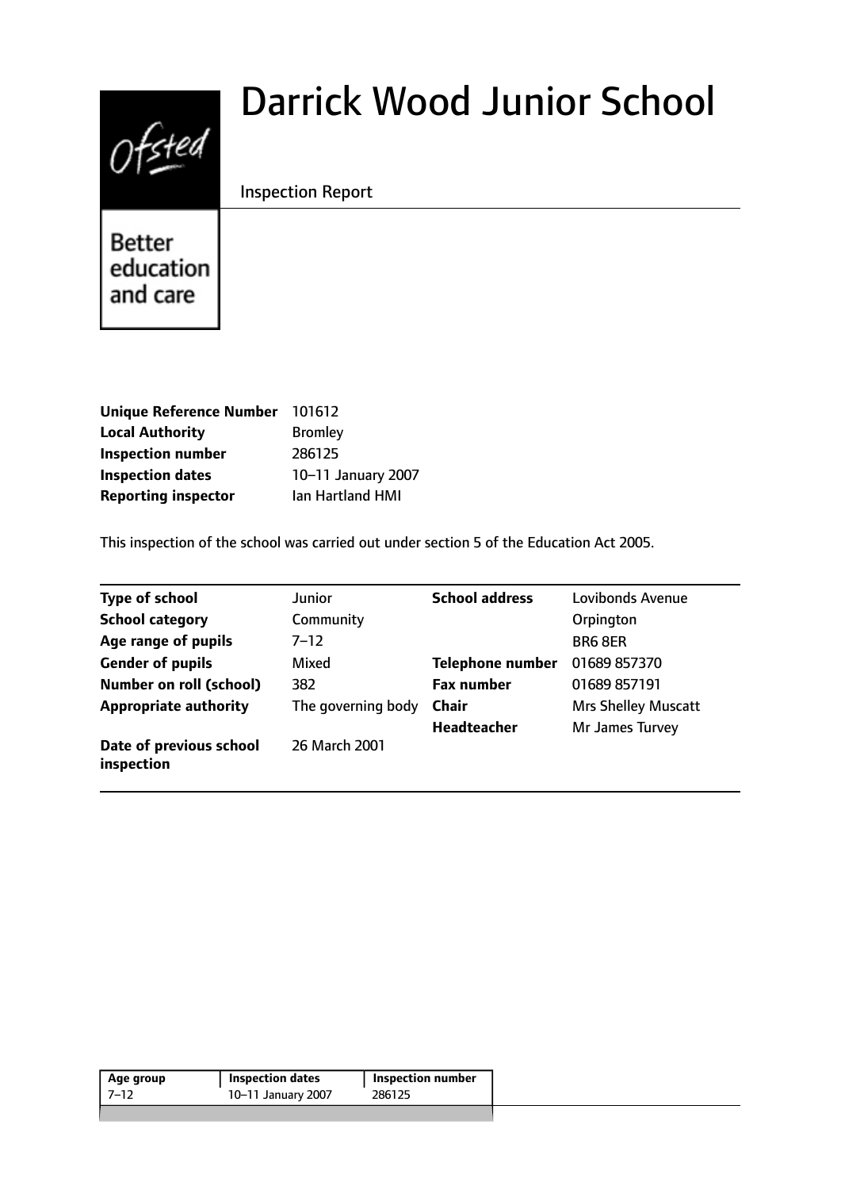# Darrick Wood Junior School

Inspection Report

Better education and care

| | |
|---|---|
| **Unique Reference Number** | 101612 |
| **Local Authority** | Bromley |
| **Inspection number** | 286125 |
| **Inspection dates** | 10–11 January 2007 |
| **Reporting inspector** | Ian Hartland HMI |

This inspection of the school was carried out under section 5 of the Education Act 2005.

| | | | |
|---|---|---|---|
| **Type of school** | Junior | **School address** | Lovibonds Avenue |
| **School category** | Community | | Orpington |
| **Age range of pupils** | 7–12 | | BR6 8ER |
| **Gender of pupils** | Mixed | **Telephone number** | 01689 857370 |
| **Number on roll (school)** | 382 | **Fax number** | 01689 857191 |
| **Appropriate authority** | The governing body | **Chair** | Mrs Shelley Muscatt |
| | | **Headteacher** | Mr James Turvey |
| **Date of previous school inspection** | 26 March 2001 | | |

| Age group | Inspection dates | Inspection number |
|---|---|---|
| 7–12 | 10–11 January 2007 | 286125 |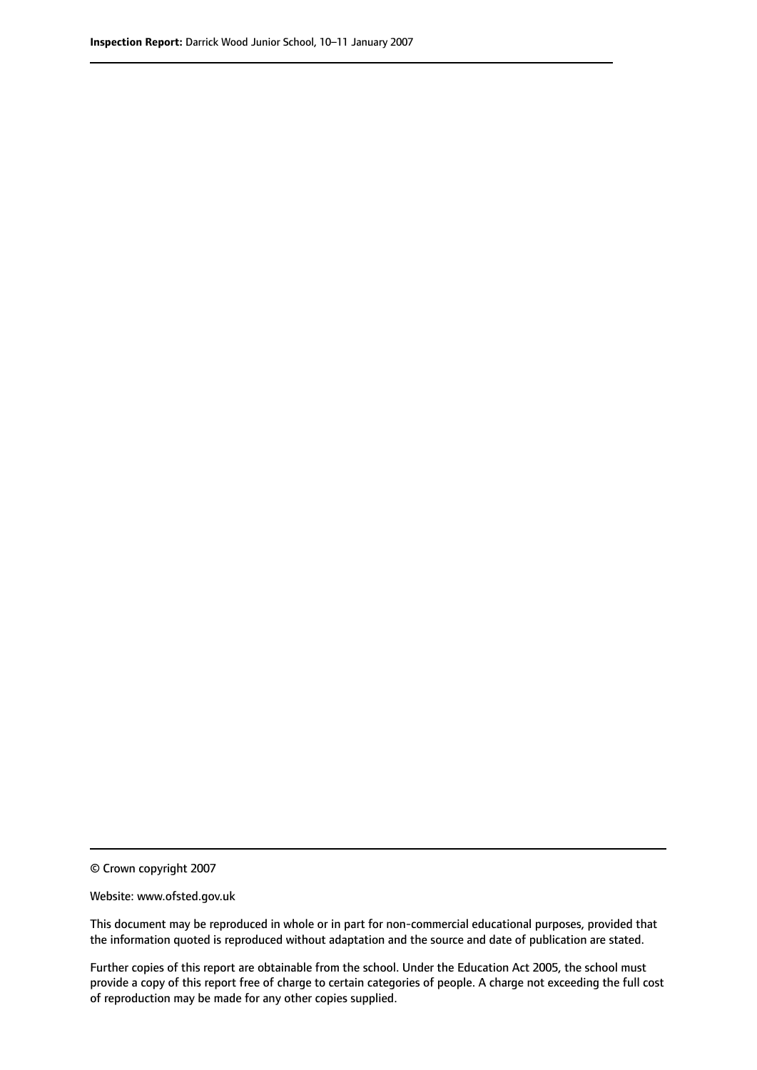© Crown copyright 2007

Website: www.ofsted.gov.uk

This document may be reproduced in whole or in part for non-commercial educational purposes, provided that the information quoted is reproduced without adaptation and the source and date of publication are stated.

Further copies of this report are obtainable from the school. Under the Education Act 2005, the school must provide a copy of this report free of charge to certain categories of people. A charge not exceeding the full cost of reproduction may be made for any other copies supplied.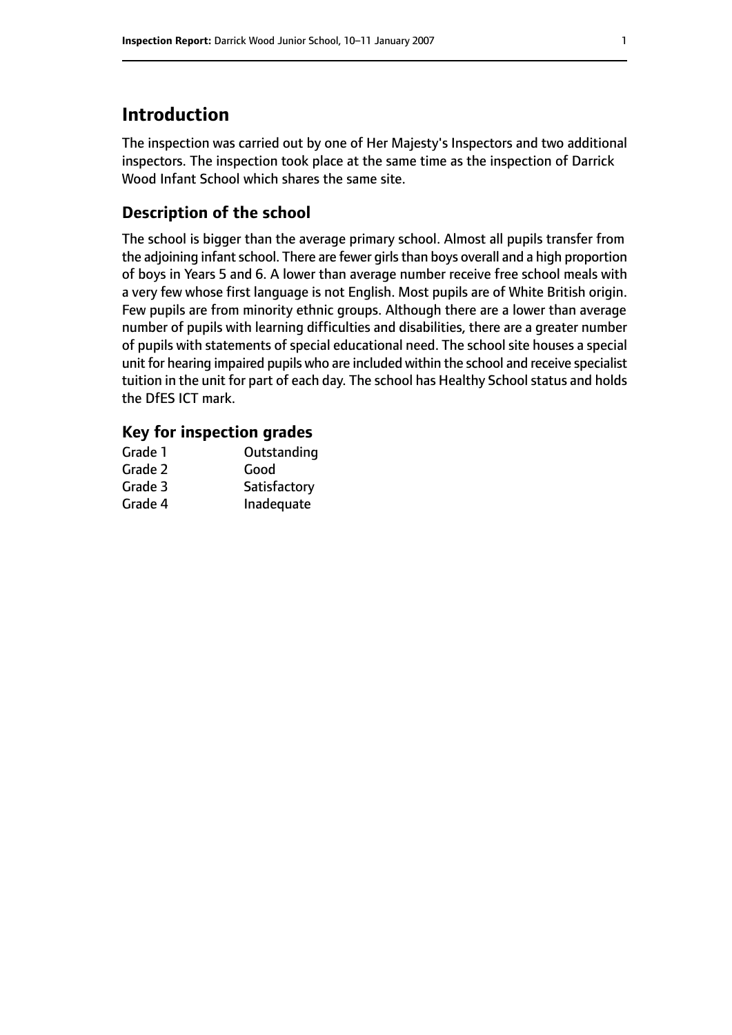# Introduction

The inspection was carried out by one of Her Majesty's Inspectors and two additional inspectors. The inspection took place at the same time as the inspection of Darrick Wood Infant School which shares the same site.

## Description of the school

The school is bigger than the average primary school. Almost all pupils transfer from the adjoining infant school. There are fewer girls than boys overall and a high proportion of boys in Years 5 and 6. A lower than average number receive free school meals with a very few whose first language is not English. Most pupils are of White British origin. Few pupils are from minority ethnic groups. Although there are a lower than average number of pupils with learning difficulties and disabilities, there are a greater number of pupils with statements of special educational need. The school site houses a special unit for hearing impaired pupils who are included within the school and receive specialist tuition in the unit for part of each day. The school has Healthy School status and holds the DfES ICT mark.

### Key for inspection grades

| | |
|---|---|
| Grade 1 | Outstanding |
| Grade 2 | Good |
| Grade 3 | Satisfactory |
| Grade 4 | Inadequate |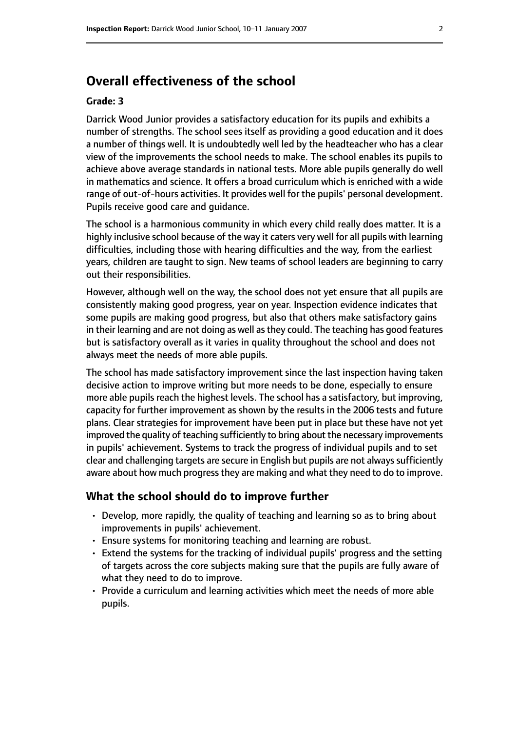## Overall effectiveness of the school

**Grade: 3**

Darrick Wood Junior provides a satisfactory education for its pupils and exhibits a number of strengths. The school sees itself as providing a good education and it does a number of things well. It is undoubtedly well led by the headteacher who has a clear view of the improvements the school needs to make. The school enables its pupils to achieve above average standards in national tests. More able pupils generally do well in mathematics and science. It offers a broad curriculum which is enriched with a wide range of out-of-hours activities. It provides well for the pupils' personal development. Pupils receive good care and guidance.

The school is a harmonious community in which every child really does matter. It is a highly inclusive school because of the way it caters very well for all pupils with learning difficulties, including those with hearing difficulties and the way, from the earliest years, children are taught to sign. New teams of school leaders are beginning to carry out their responsibilities.

However, although well on the way, the school does not yet ensure that all pupils are consistently making good progress, year on year. Inspection evidence indicates that some pupils are making good progress, but also that others make satisfactory gains in their learning and are not doing as well as they could. The teaching has good features but is satisfactory overall as it varies in quality throughout the school and does not always meet the needs of more able pupils.

The school has made satisfactory improvement since the last inspection having taken decisive action to improve writing but more needs to be done, especially to ensure more able pupils reach the highest levels. The school has a satisfactory, but improving, capacity for further improvement as shown by the results in the 2006 tests and future plans. Clear strategies for improvement have been put in place but these have not yet improved the quality of teaching sufficiently to bring about the necessary improvements in pupils' achievement. Systems to track the progress of individual pupils and to set clear and challenging targets are secure in English but pupils are not always sufficiently aware about how much progress they are making and what they need to do to improve.

### What the school should do to improve further

- Develop, more rapidly, the quality of teaching and learning so as to bring about improvements in pupils' achievement.
- Ensure systems for monitoring teaching and learning are robust.
- Extend the systems for the tracking of individual pupils' progress and the setting of targets across the core subjects making sure that the pupils are fully aware of what they need to do to improve.
- Provide a curriculum and learning activities which meet the needs of more able pupils.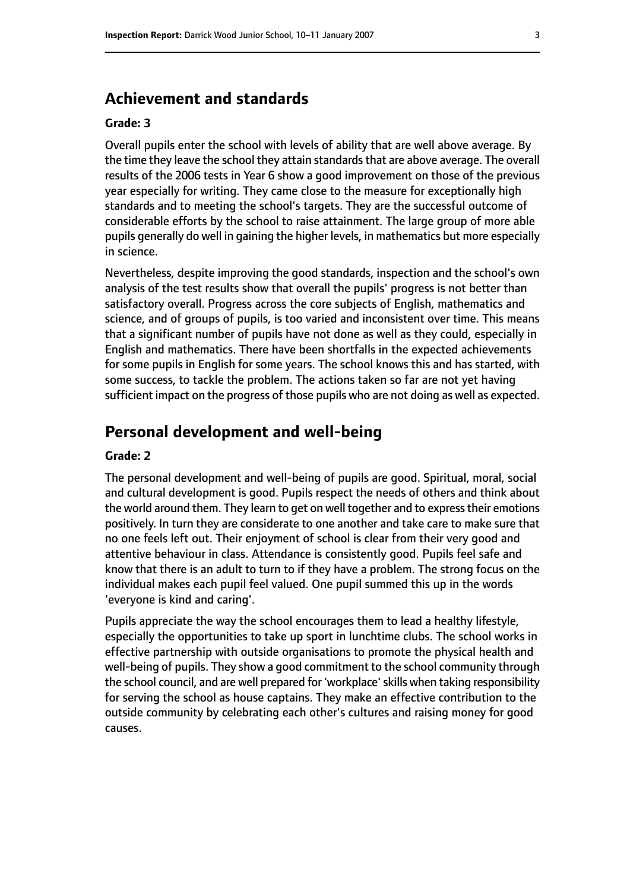## Achievement and standards

**Grade: 3**

Overall pupils enter the school with levels of ability that are well above average. By the time they leave the school they attain standards that are above average. The overall results of the 2006 tests in Year 6 show a good improvement on those of the previous year especially for writing. They came close to the measure for exceptionally high standards and to meeting the school's targets. They are the successful outcome of considerable efforts by the school to raise attainment. The large group of more able pupils generally do well in gaining the higher levels, in mathematics but more especially in science.

Nevertheless, despite improving the good standards, inspection and the school's own analysis of the test results show that overall the pupils' progress is not better than satisfactory overall. Progress across the core subjects of English, mathematics and science, and of groups of pupils, is too varied and inconsistent over time. This means that a significant number of pupils have not done as well as they could, especially in English and mathematics. There have been shortfalls in the expected achievements for some pupils in English for some years. The school knows this and has started, with some success, to tackle the problem. The actions taken so far are not yet having sufficient impact on the progress of those pupils who are not doing as well as expected.

## Personal development and well-being

**Grade: 2**

The personal development and well-being of pupils are good. Spiritual, moral, social and cultural development is good. Pupils respect the needs of others and think about the world around them. They learn to get on well together and to express their emotions positively. In turn they are considerate to one another and take care to make sure that no one feels left out. Their enjoyment of school is clear from their very good and attentive behaviour in class. Attendance is consistently good. Pupils feel safe and know that there is an adult to turn to if they have a problem. The strong focus on the individual makes each pupil feel valued. One pupil summed this up in the words 'everyone is kind and caring'.

Pupils appreciate the way the school encourages them to lead a healthy lifestyle, especially the opportunities to take up sport in lunchtime clubs. The school works in effective partnership with outside organisations to promote the physical health and well-being of pupils. They show a good commitment to the school community through the school council, and are well prepared for 'workplace' skills when taking responsibility for serving the school as house captains. They make an effective contribution to the outside community by celebrating each other's cultures and raising money for good causes.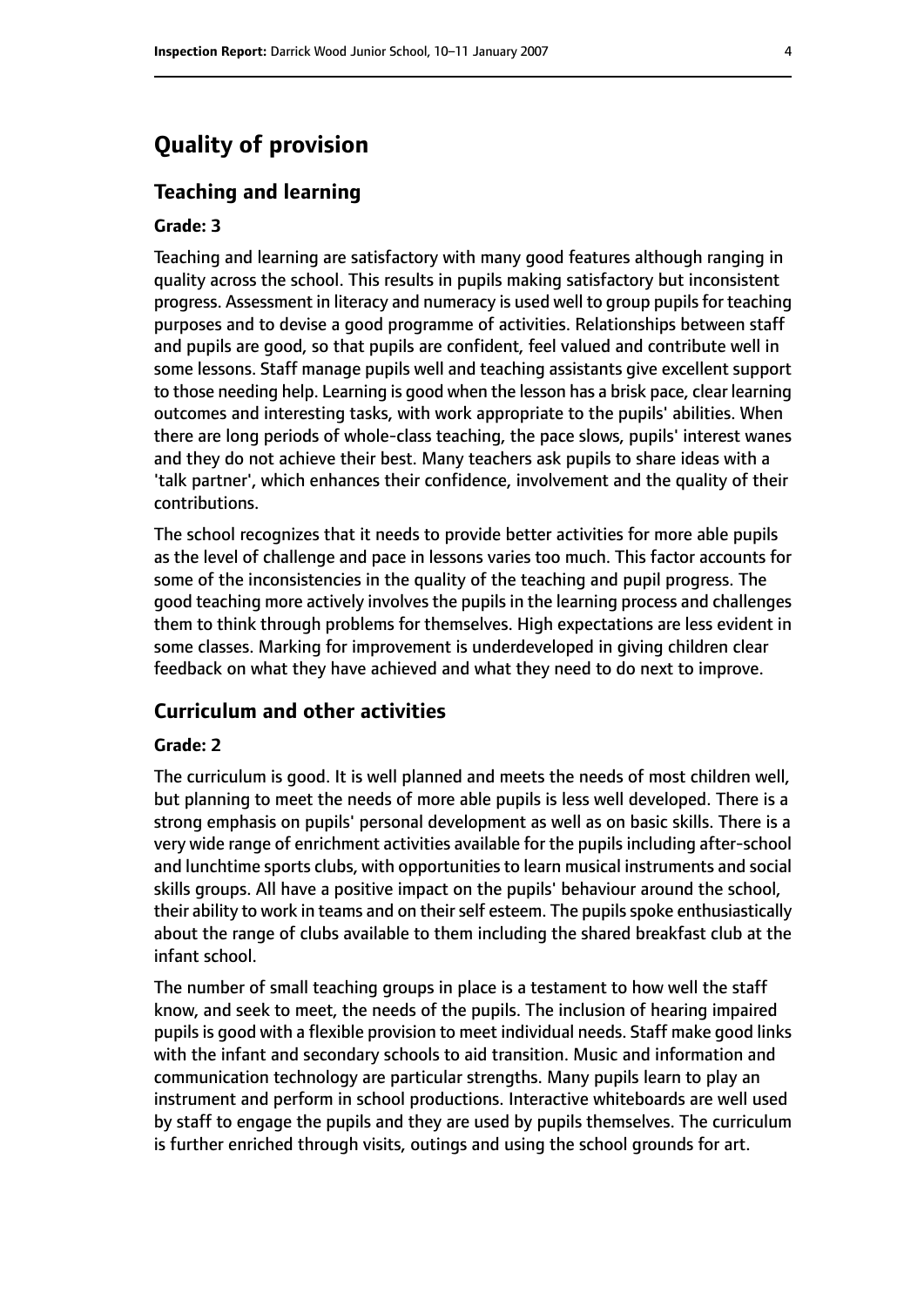# Quality of provision

## Teaching and learning

### Grade: 3

Teaching and learning are satisfactory with many good features although ranging in quality across the school. This results in pupils making satisfactory but inconsistent progress. Assessment in literacy and numeracy is used well to group pupils for teaching purposes and to devise a good programme of activities. Relationships between staff and pupils are good, so that pupils are confident, feel valued and contribute well in some lessons. Staff manage pupils well and teaching assistants give excellent support to those needing help. Learning is good when the lesson has a brisk pace, clear learning outcomes and interesting tasks, with work appropriate to the pupils' abilities. When there are long periods of whole-class teaching, the pace slows, pupils' interest wanes and they do not achieve their best. Many teachers ask pupils to share ideas with a 'talk partner', which enhances their confidence, involvement and the quality of their contributions.

The school recognizes that it needs to provide better activities for more able pupils as the level of challenge and pace in lessons varies too much. This factor accounts for some of the inconsistencies in the quality of the teaching and pupil progress. The good teaching more actively involves the pupils in the learning process and challenges them to think through problems for themselves. High expectations are less evident in some classes. Marking for improvement is underdeveloped in giving children clear feedback on what they have achieved and what they need to do next to improve.

## Curriculum and other activities

### Grade: 2

The curriculum is good. It is well planned and meets the needs of most children well, but planning to meet the needs of more able pupils is less well developed. There is a strong emphasis on pupils' personal development as well as on basic skills. There is a very wide range of enrichment activities available for the pupils including after-school and lunchtime sports clubs, with opportunities to learn musical instruments and social skills groups. All have a positive impact on the pupils' behaviour around the school, their ability to work in teams and on their self esteem. The pupils spoke enthusiastically about the range of clubs available to them including the shared breakfast club at the infant school.

The number of small teaching groups in place is a testament to how well the staff know, and seek to meet, the needs of the pupils. The inclusion of hearing impaired pupils is good with a flexible provision to meet individual needs. Staff make good links with the infant and secondary schools to aid transition. Music and information and communication technology are particular strengths. Many pupils learn to play an instrument and perform in school productions. Interactive whiteboards are well used by staff to engage the pupils and they are used by pupils themselves. The curriculum is further enriched through visits, outings and using the school grounds for art.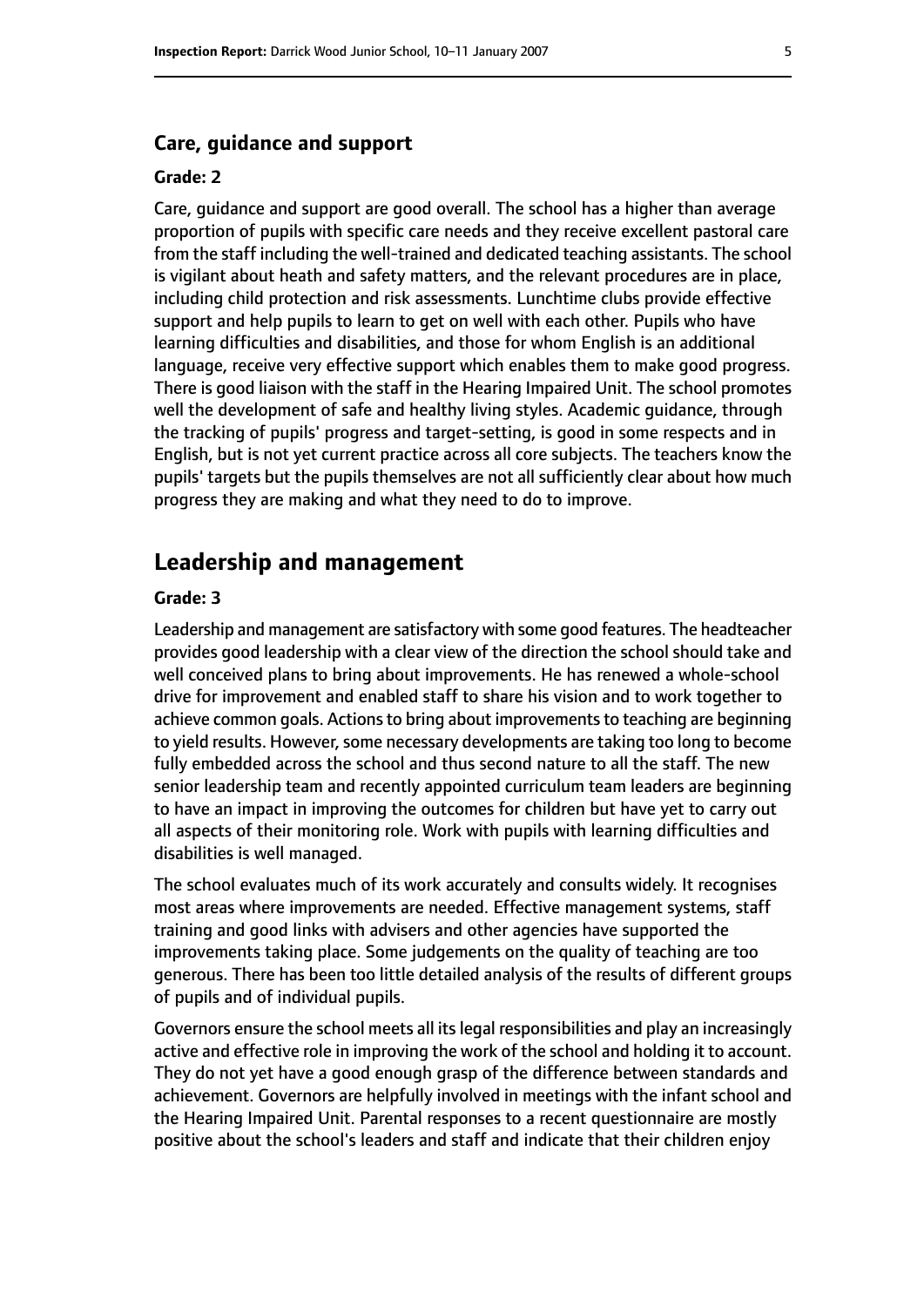### Care, guidance and support

#### Grade: 2

Care, guidance and support are good overall. The school has a higher than average proportion of pupils with specific care needs and they receive excellent pastoral care from the staff including the well-trained and dedicated teaching assistants. The school is vigilant about heath and safety matters, and the relevant procedures are in place, including child protection and risk assessments. Lunchtime clubs provide effective support and help pupils to learn to get on well with each other. Pupils who have learning difficulties and disabilities, and those for whom English is an additional language, receive very effective support which enables them to make good progress. There is good liaison with the staff in the Hearing Impaired Unit. The school promotes well the development of safe and healthy living styles. Academic guidance, through the tracking of pupils' progress and target-setting, is good in some respects and in English, but is not yet current practice across all core subjects. The teachers know the pupils' targets but the pupils themselves are not all sufficiently clear about how much progress they are making and what they need to do to improve.

## Leadership and management

#### Grade: 3

Leadership and management are satisfactory with some good features. The headteacher provides good leadership with a clear view of the direction the school should take and well conceived plans to bring about improvements. He has renewed a whole-school drive for improvement and enabled staff to share his vision and to work together to achieve common goals. Actions to bring about improvements to teaching are beginning to yield results. However, some necessary developments are taking too long to become fully embedded across the school and thus second nature to all the staff. The new senior leadership team and recently appointed curriculum team leaders are beginning to have an impact in improving the outcomes for children but have yet to carry out all aspects of their monitoring role. Work with pupils with learning difficulties and disabilities is well managed.

The school evaluates much of its work accurately and consults widely. It recognises most areas where improvements are needed. Effective management systems, staff training and good links with advisers and other agencies have supported the improvements taking place. Some judgements on the quality of teaching are too generous. There has been too little detailed analysis of the results of different groups of pupils and of individual pupils.

Governors ensure the school meets all its legal responsibilities and play an increasingly active and effective role in improving the work of the school and holding it to account. They do not yet have a good enough grasp of the difference between standards and achievement. Governors are helpfully involved in meetings with the infant school and the Hearing Impaired Unit. Parental responses to a recent questionnaire are mostly positive about the school's leaders and staff and indicate that their children enjoy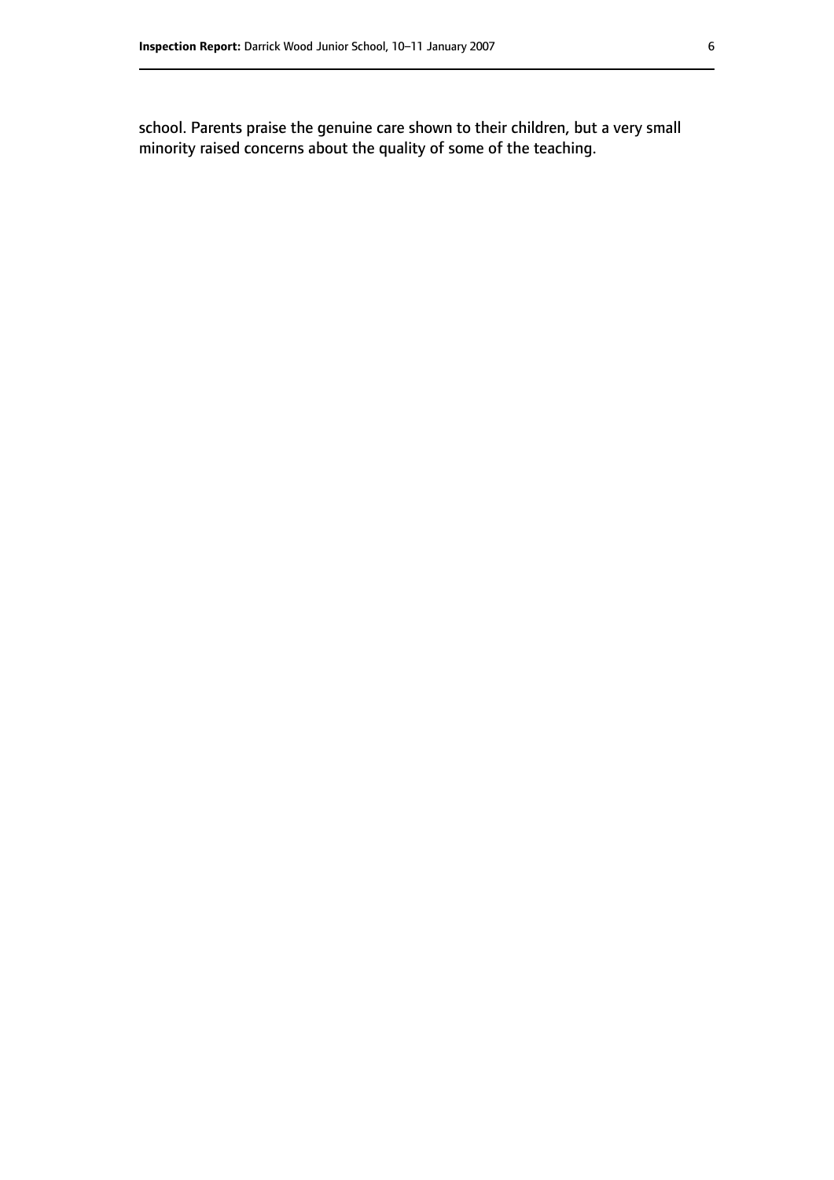school. Parents praise the genuine care shown to their children, but a very small minority raised concerns about the quality of some of the teaching.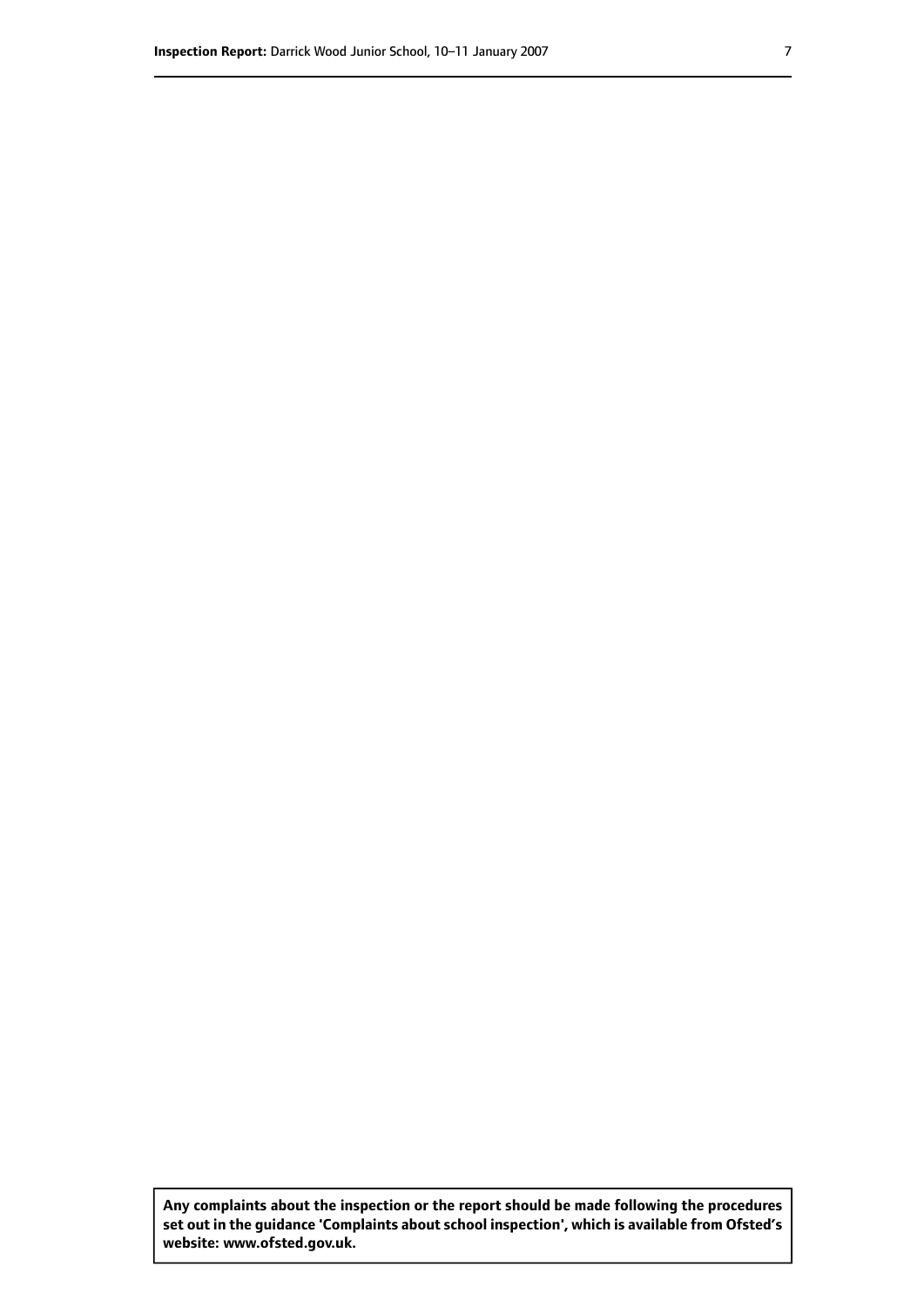**Any complaints about the inspection or the report should be made following the procedures set out in the guidance 'Complaints about school inspection', which is available from Ofsted's website: www.ofsted.gov.uk.**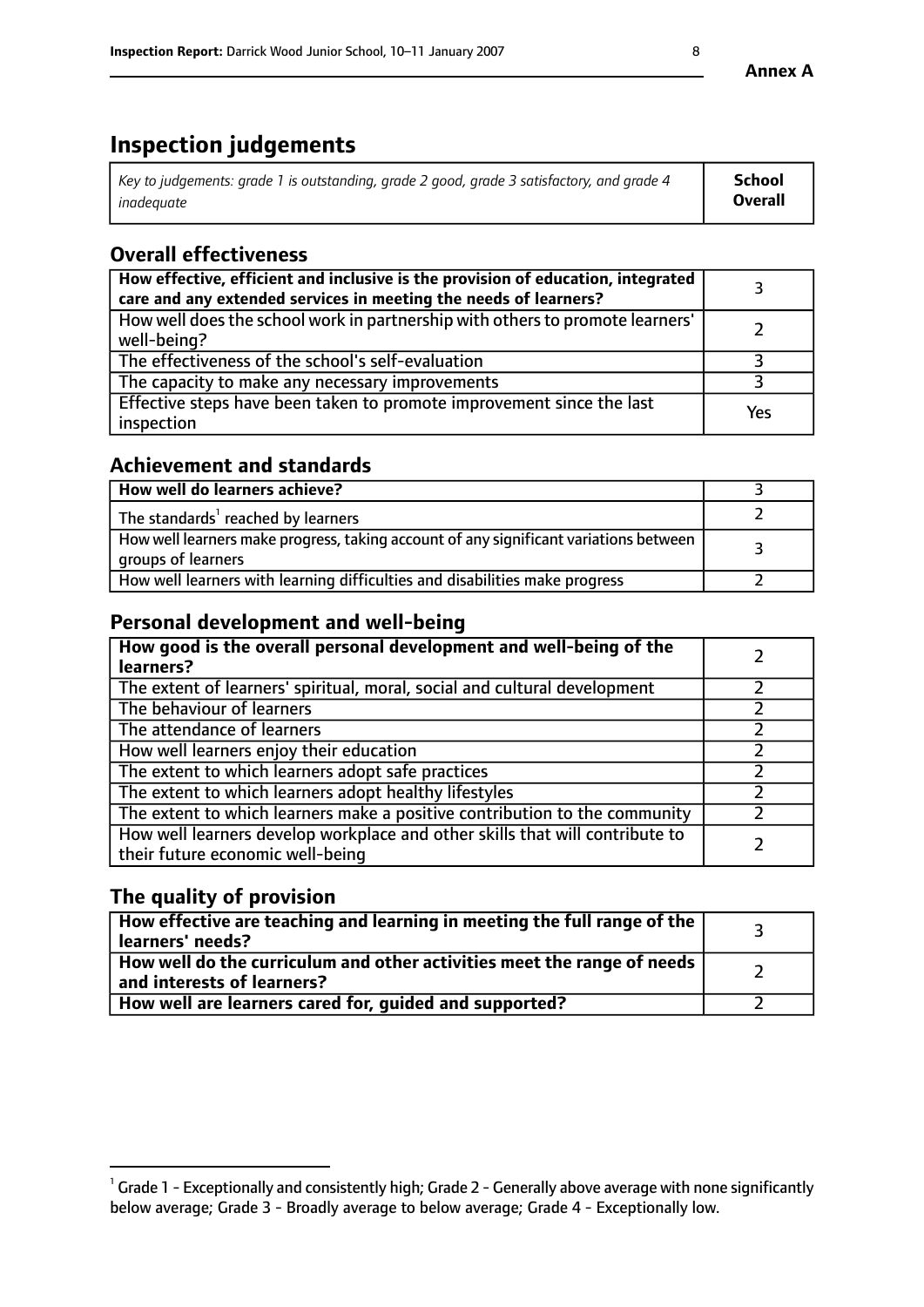**Annex A**

# Inspection judgements

| *Key to judgements: grade 1 is outstanding, grade 2 good, grade 3 satisfactory, and grade 4 inadequate* | **School Overall** |
|---|---|

## Overall effectiveness

| | |
|---|---|
| **How effective, efficient and inclusive is the provision of education, integrated care and any extended services in meeting the needs of learners?** | 3 |
| How well does the school work in partnership with others to promote learners' well-being? | 2 |
| The effectiveness of the school's self-evaluation | 3 |
| The capacity to make any necessary improvements | 3 |
| Effective steps have been taken to promote improvement since the last inspection | Yes |

## Achievement and standards

| | |
|---|---|
| **How well do learners achieve?** | 3 |
| The standards[1] reached by learners | 2 |
| How well learners make progress, taking account of any significant variations between groups of learners | 3 |
| How well learners with learning difficulties and disabilities make progress | 2 |

## Personal development and well-being

| | |
|---|---|
| **How good is the overall personal development and well-being of the learners?** | 2 |
| The extent of learners' spiritual, moral, social and cultural development | 2 |
| The behaviour of learners | 2 |
| The attendance of learners | 2 |
| How well learners enjoy their education | 2 |
| The extent to which learners adopt safe practices | 2 |
| The extent to which learners adopt healthy lifestyles | 2 |
| The extent to which learners make a positive contribution to the community | 2 |
| How well learners develop workplace and other skills that will contribute to their future economic well-being | 2 |

## The quality of provision

| | |
|---|---|
| **How effective are teaching and learning in meeting the full range of the learners' needs?** | 3 |
| **How well do the curriculum and other activities meet the range of needs and interests of learners?** | 2 |
| **How well are learners cared for, guided and supported?** | 2 |

[1] Grade 1 - Exceptionally and consistently high; Grade 2 - Generally above average with none significantly below average; Grade 3 - Broadly average to below average; Grade 4 - Exceptionally low.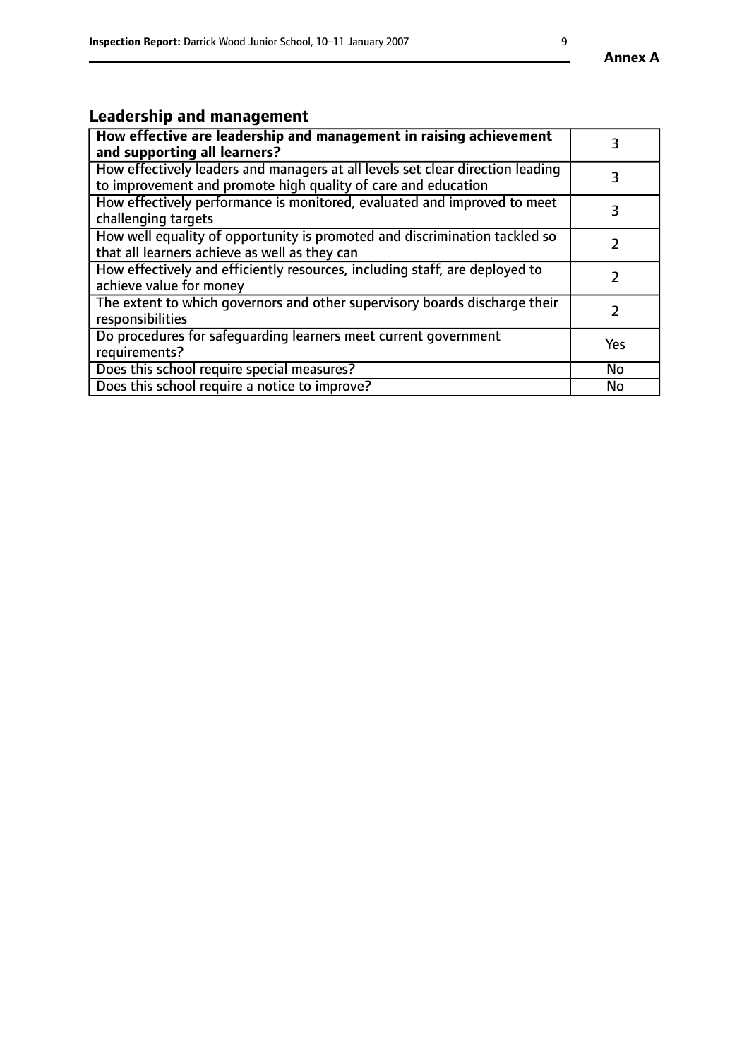## Leadership and management

| **How effective are leadership and management in raising achievement and supporting all learners?** | 3 |
|---|---|
| How effectively leaders and managers at all levels set clear direction leading to improvement and promote high quality of care and education | 3 |
| How effectively performance is monitored, evaluated and improved to meet challenging targets | 3 |
| How well equality of opportunity is promoted and discrimination tackled so that all learners achieve as well as they can | 2 |
| How effectively and efficiently resources, including staff, are deployed to achieve value for money | 2 |
| The extent to which governors and other supervisory boards discharge their responsibilities | 2 |
| Do procedures for safeguarding learners meet current government requirements? | Yes |
| Does this school require special measures? | No |
| Does this school require a notice to improve? | No |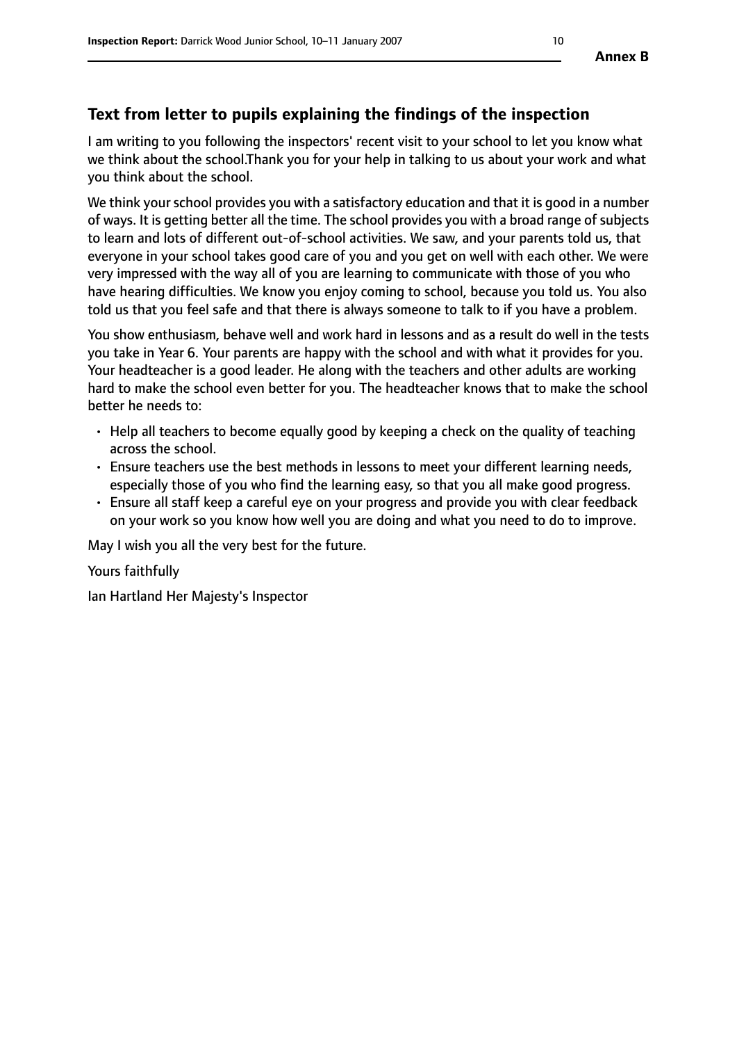## Text from letter to pupils explaining the findings of the inspection

I am writing to you following the inspectors' recent visit to your school to let you know what we think about the school.Thank you for your help in talking to us about your work and what you think about the school.

We think your school provides you with a satisfactory education and that it is good in a number of ways. It is getting better all the time. The school provides you with a broad range of subjects to learn and lots of different out-of-school activities. We saw, and your parents told us, that everyone in your school takes good care of you and you get on well with each other. We were very impressed with the way all of you are learning to communicate with those of you who have hearing difficulties. We know you enjoy coming to school, because you told us. You also told us that you feel safe and that there is always someone to talk to if you have a problem.

You show enthusiasm, behave well and work hard in lessons and as a result do well in the tests you take in Year 6. Your parents are happy with the school and with what it provides for you. Your headteacher is a good leader. He along with the teachers and other adults are working hard to make the school even better for you. The headteacher knows that to make the school better he needs to:

- Help all teachers to become equally good by keeping a check on the quality of teaching across the school.
- Ensure teachers use the best methods in lessons to meet your different learning needs, especially those of you who find the learning easy, so that you all make good progress.
- Ensure all staff keep a careful eye on your progress and provide you with clear feedback on your work so you know how well you are doing and what you need to do to improve.

May I wish you all the very best for the future.

Yours faithfully

Ian Hartland Her Majesty's Inspector